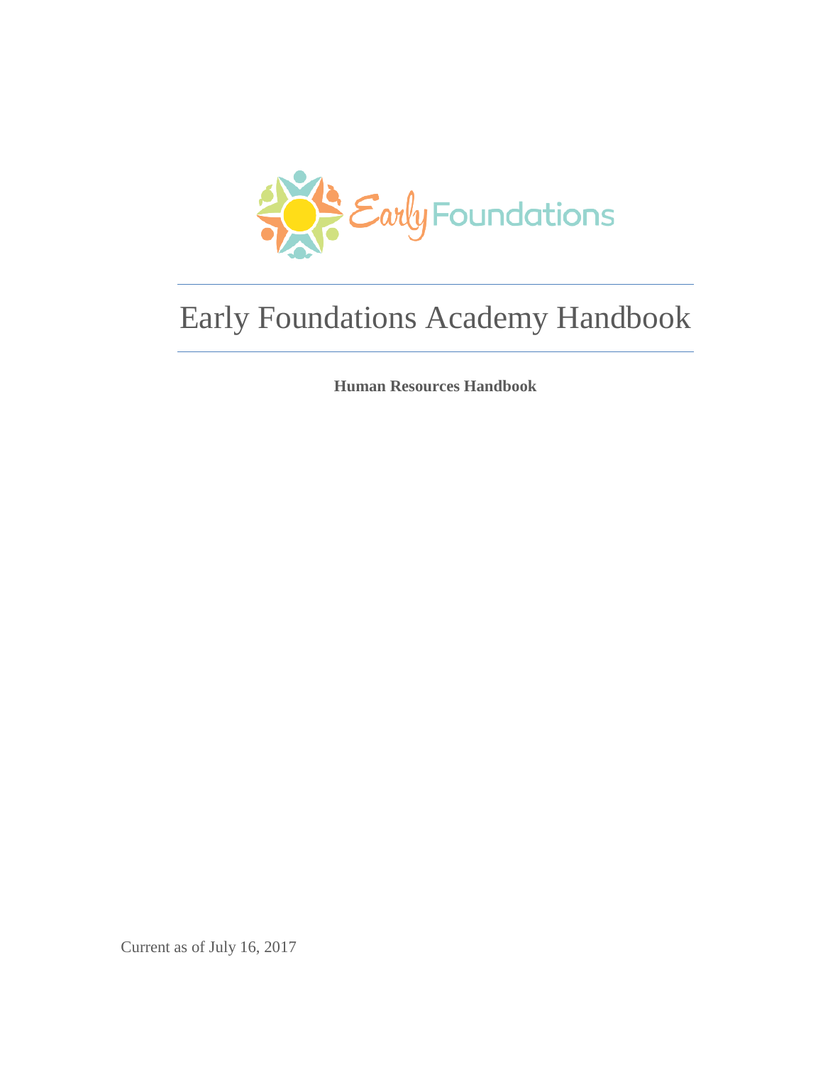# Early Foundations Academy Handbook

**Human Resources Handbook**

Current as of July 16, 2017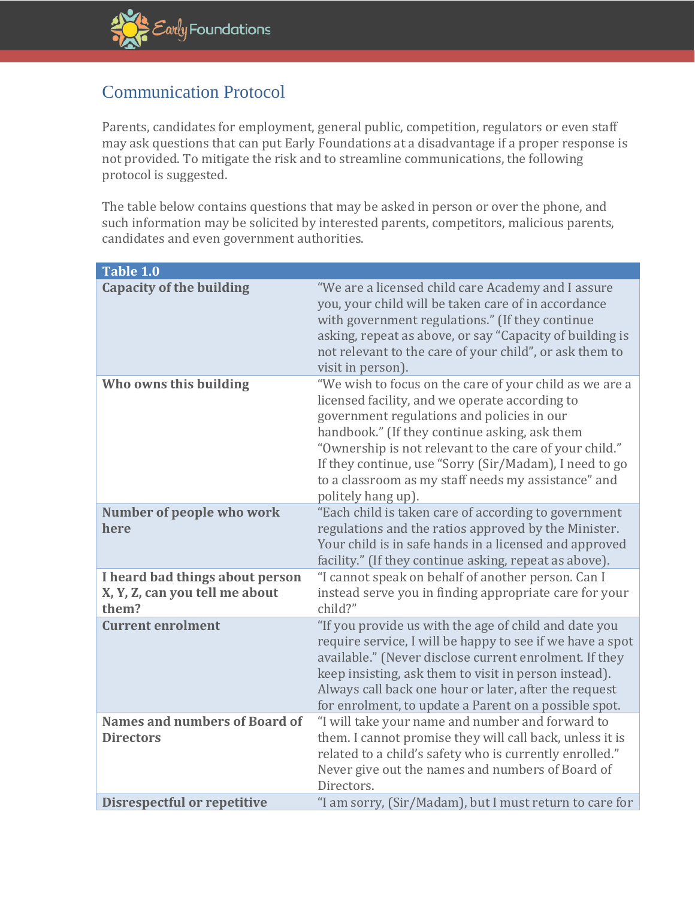## Communication Protocol

Parents, candidates for employment, general public, competition, regulators or even staff may ask questions that can put Early Foundations at a disadvantage if a proper response is not provided. To mitigate the risk and to streamline communications, the following protocol is suggested.

The table below contains questions that may be asked in person or over the phone, and such information may be solicited by interested parents, competitors, malicious parents, candidates and even government authorities.

| Table 1.0 | |
|---|---|
| **Capacity of the building** | "We are a licensed child care Academy and I assure you, your child will be taken care of in accordance with government regulations." (If they continue asking, repeat as above, or say "Capacity of building is not relevant to the care of your child", or ask them to visit in person). |
| **Who owns this building** | "We wish to focus on the care of your child as we are a licensed facility, and we operate according to government regulations and policies in our handbook." (If they continue asking, ask them "Ownership is not relevant to the care of your child." If they continue, use "Sorry (Sir/Madam), I need to go to a classroom as my staff needs my assistance" and politely hang up). |
| **Number of people who work here** | "Each child is taken care of according to government regulations and the ratios approved by the Minister. Your child is in safe hands in a licensed and approved facility." (If they continue asking, repeat as above). |
| **I heard bad things about person X, Y, Z, can you tell me about them?** | "I cannot speak on behalf of another person. Can I instead serve you in finding appropriate care for your child?" |
| **Current enrolment** | "If you provide us with the age of child and date you require service, I will be happy to see if we have a spot available." (Never disclose current enrolment. If they keep insisting, ask them to visit in person instead). Always call back one hour or later, after the request for enrolment, to update a Parent on a possible spot. |
| **Names and numbers of Board of Directors** | "I will take your name and number and forward to them. I cannot promise they will call back, unless it is related to a child's safety who is currently enrolled." Never give out the names and numbers of Board of Directors. |
| **Disrespectful or repetitive** | "I am sorry, (Sir/Madam), but I must return to care for |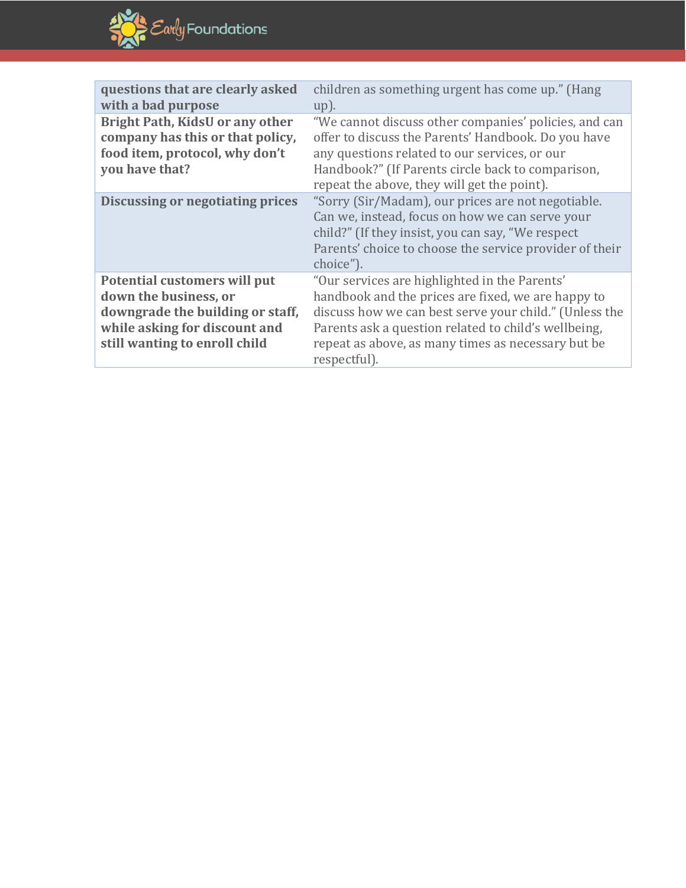| | |
|---|---|
| **questions that are clearly asked with a bad purpose** | children as something urgent has come up." (Hang up). |
| **Bright Path, KidsU or any other company has this or that policy, food item, protocol, why don't you have that?** | "We cannot discuss other companies' policies, and can offer to discuss the Parents' Handbook. Do you have any questions related to our services, or our Handbook?" (If Parents circle back to comparison, repeat the above, they will get the point). |
| **Discussing or negotiating prices** | "Sorry (Sir/Madam), our prices are not negotiable. Can we, instead, focus on how we can serve your child?" (If they insist, you can say, "We respect Parents' choice to choose the service provider of their choice"). |
| **Potential customers will put down the business, or downgrade the building or staff, while asking for discount and still wanting to enroll child** | "Our services are highlighted in the Parents' handbook and the prices are fixed, we are happy to discuss how we can best serve your child." (Unless the Parents ask a question related to child's wellbeing, repeat as above, as many times as necessary but be respectful). |